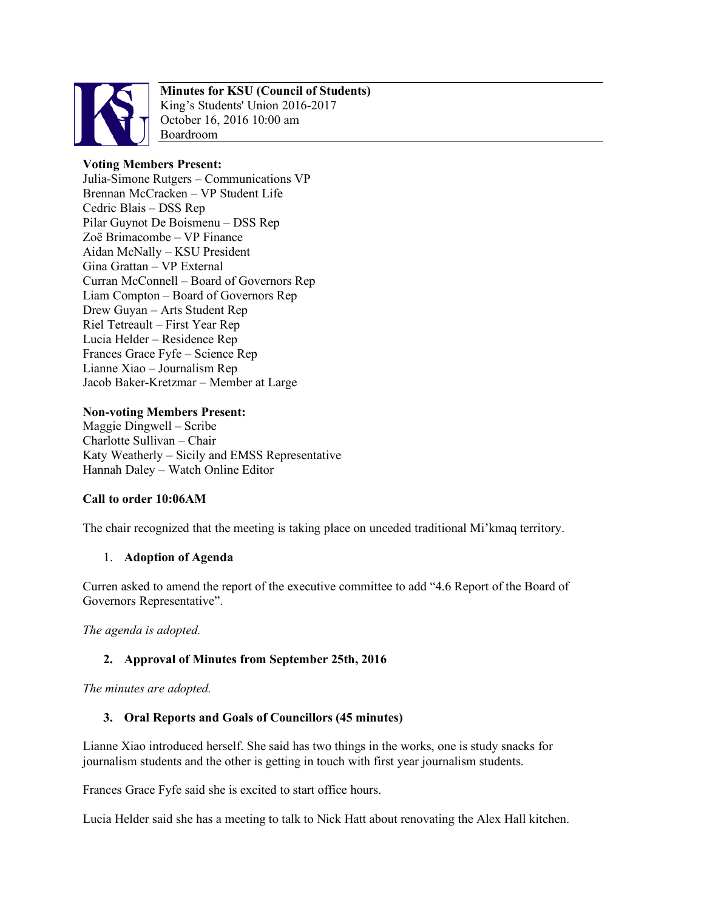**Minutes for KSU (Council of Students)**
King's Students' Union 2016-2017
October 16, 2016 10:00 am
Boardroom

**Voting Members Present:**
Julia-Simone Rutgers – Communications VP
Brennan McCracken – VP Student Life
Cedric Blais – DSS Rep
Pilar Guynot De Boismenu – DSS Rep
Zoë Brimacombe – VP Finance
Aidan McNally – KSU President
Gina Grattan – VP External
Curran McConnell – Board of Governors Rep
Liam Compton – Board of Governors Rep
Drew Guyan – Arts Student Rep
Riel Tetreault – First Year Rep
Lucia Helder – Residence Rep
Frances Grace Fyfe – Science Rep
Lianne Xiao – Journalism Rep
Jacob Baker-Kretzmar – Member at Large

**Non-voting Members Present:**
Maggie Dingwell – Scribe
Charlotte Sullivan – Chair
Katy Weatherly – Sicily and EMSS Representative
Hannah Daley – Watch Online Editor

**Call to order 10:06AM**

The chair recognized that the meeting is taking place on unceded traditional Mi'kmaq territory.

1. **Adoption of Agenda**

Curren asked to amend the report of the executive committee to add "4.6 Report of the Board of Governors Representative".

*The agenda is adopted.*

2. **Approval of Minutes from September 25th, 2016**

*The minutes are adopted.*

3. **Oral Reports and Goals of Councillors (45 minutes)**

Lianne Xiao introduced herself. She said has two things in the works, one is study snacks for journalism students and the other is getting in touch with first year journalism students.

Frances Grace Fyfe said she is excited to start office hours.

Lucia Helder said she has a meeting to talk to Nick Hatt about renovating the Alex Hall kitchen.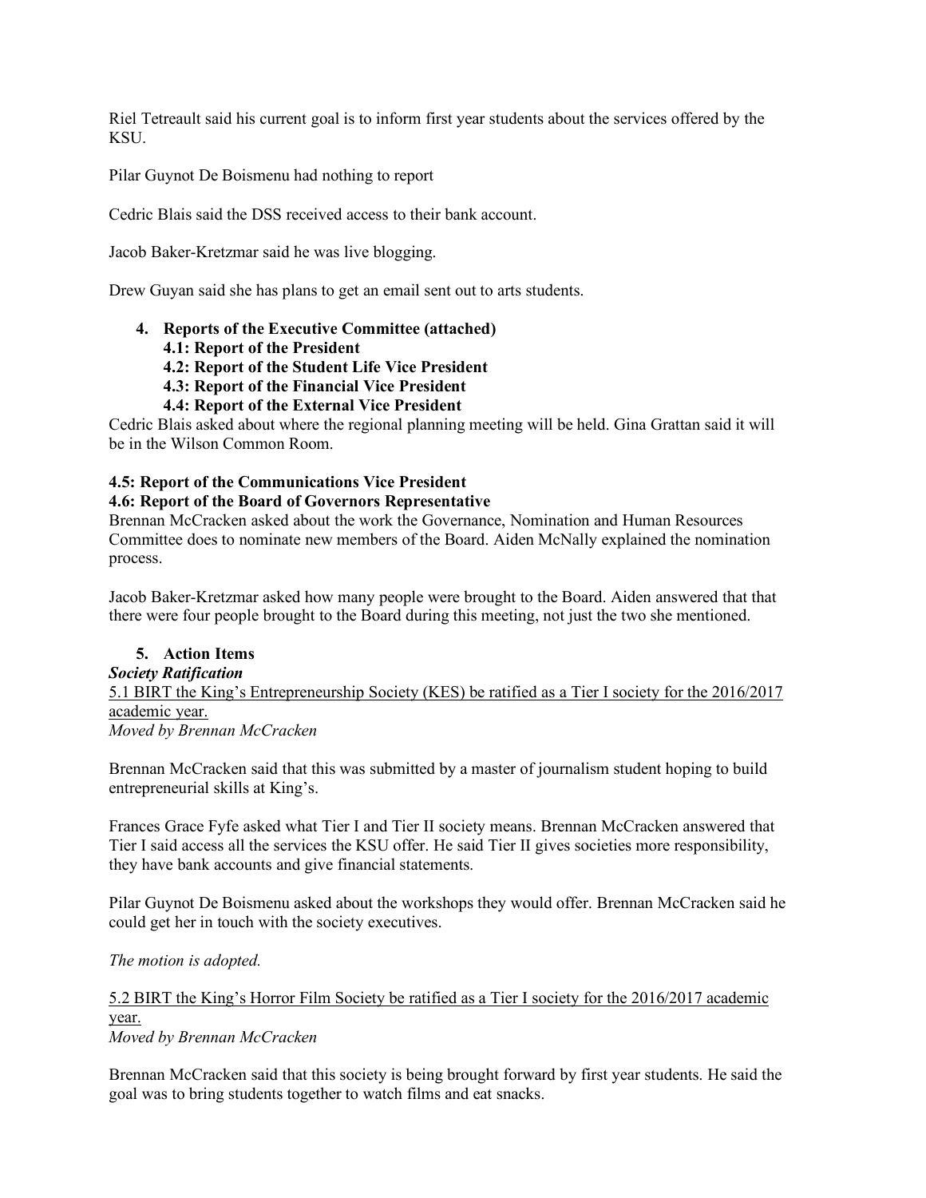Riel Tetreault said his current goal is to inform first year students about the services offered by the KSU.

Pilar Guynot De Boismenu had nothing to report

Cedric Blais said the DSS received access to their bank account.

Jacob Baker-Kretzmar said he was live blogging.

Drew Guyan said she has plans to get an email sent out to arts students.

## 4. Reports of the Executive Committee (attached)

**4.1: Report of the President**

**4.2: Report of the Student Life Vice President**

**4.3: Report of the Financial Vice President**

**4.4: Report of the External Vice President**

Cedric Blais asked about where the regional planning meeting will be held. Gina Grattan said it will be in the Wilson Common Room.

**4.5: Report of the Communications Vice President**

**4.6: Report of the Board of Governors Representative**

Brennan McCracken asked about the work the Governance, Nomination and Human Resources Committee does to nominate new members of the Board. Aiden McNally explained the nomination process.

Jacob Baker-Kretzmar asked how many people were brought to the Board. Aiden answered that that there were four people brought to the Board during this meeting, not just the two she mentioned.

## 5. Action Items

***Society Ratification***

5.1 BIRT the King's Entrepreneurship Society (KES) be ratified as a Tier I society for the 2016/2017 academic year.

*Moved by Brennan McCracken*

Brennan McCracken said that this was submitted by a master of journalism student hoping to build entrepreneurial skills at King's.

Frances Grace Fyfe asked what Tier I and Tier II society means. Brennan McCracken answered that Tier I said access all the services the KSU offer. He said Tier II gives societies more responsibility, they have bank accounts and give financial statements.

Pilar Guynot De Boismenu asked about the workshops they would offer. Brennan McCracken said he could get her in touch with the society executives.

*The motion is adopted.*

5.2 BIRT the King's Horror Film Society be ratified as a Tier I society for the 2016/2017 academic year.

*Moved by Brennan McCracken*

Brennan McCracken said that this society is being brought forward by first year students. He said the goal was to bring students together to watch films and eat snacks.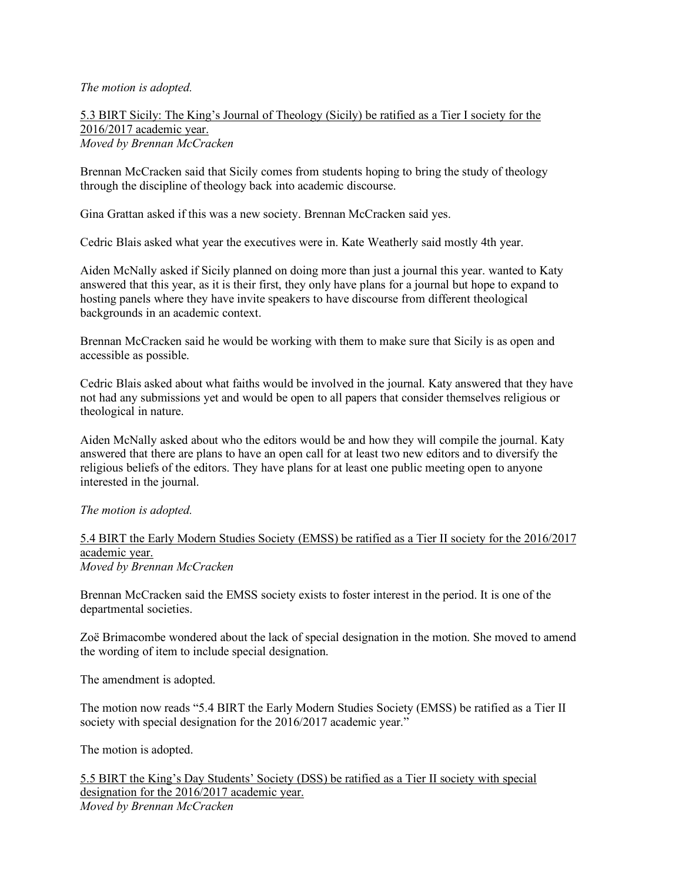*The motion is adopted.*

<u>5.3 BIRT Sicily: The King's Journal of Theology (Sicily) be ratified as a Tier I society for the 2016/2017 academic year.</u>
*Moved by Brennan McCracken*

Brennan McCracken said that Sicily comes from students hoping to bring the study of theology through the discipline of theology back into academic discourse.

Gina Grattan asked if this was a new society. Brennan McCracken said yes.

Cedric Blais asked what year the executives were in. Kate Weatherly said mostly 4th year.

Aiden McNally asked if Sicily planned on doing more than just a journal this year. wanted to Katy answered that this year, as it is their first, they only have plans for a journal but hope to expand to hosting panels where they have invite speakers to have discourse from different theological backgrounds in an academic context.

Brennan McCracken said he would be working with them to make sure that Sicily is as open and accessible as possible.

Cedric Blais asked about what faiths would be involved in the journal. Katy answered that they have not had any submissions yet and would be open to all papers that consider themselves religious or theological in nature.

Aiden McNally asked about who the editors would be and how they will compile the journal. Katy answered that there are plans to have an open call for at least two new editors and to diversify the religious beliefs of the editors. They have plans for at least one public meeting open to anyone interested in the journal.

*The motion is adopted.*

<u>5.4 BIRT the Early Modern Studies Society (EMSS) be ratified as a Tier II society for the 2016/2017 academic year.</u>
*Moved by Brennan McCracken*

Brennan McCracken said the EMSS society exists to foster interest in the period. It is one of the departmental societies.

Zoë Brimacombe wondered about the lack of special designation in the motion. She moved to amend the wording of item to include special designation.

The amendment is adopted.

The motion now reads "5.4 BIRT the Early Modern Studies Society (EMSS) be ratified as a Tier II society with special designation for the 2016/2017 academic year."

The motion is adopted.

<u>5.5 BIRT the King's Day Students' Society (DSS) be ratified as a Tier II society with special designation for the 2016/2017 academic year.</u>
*Moved by Brennan McCracken*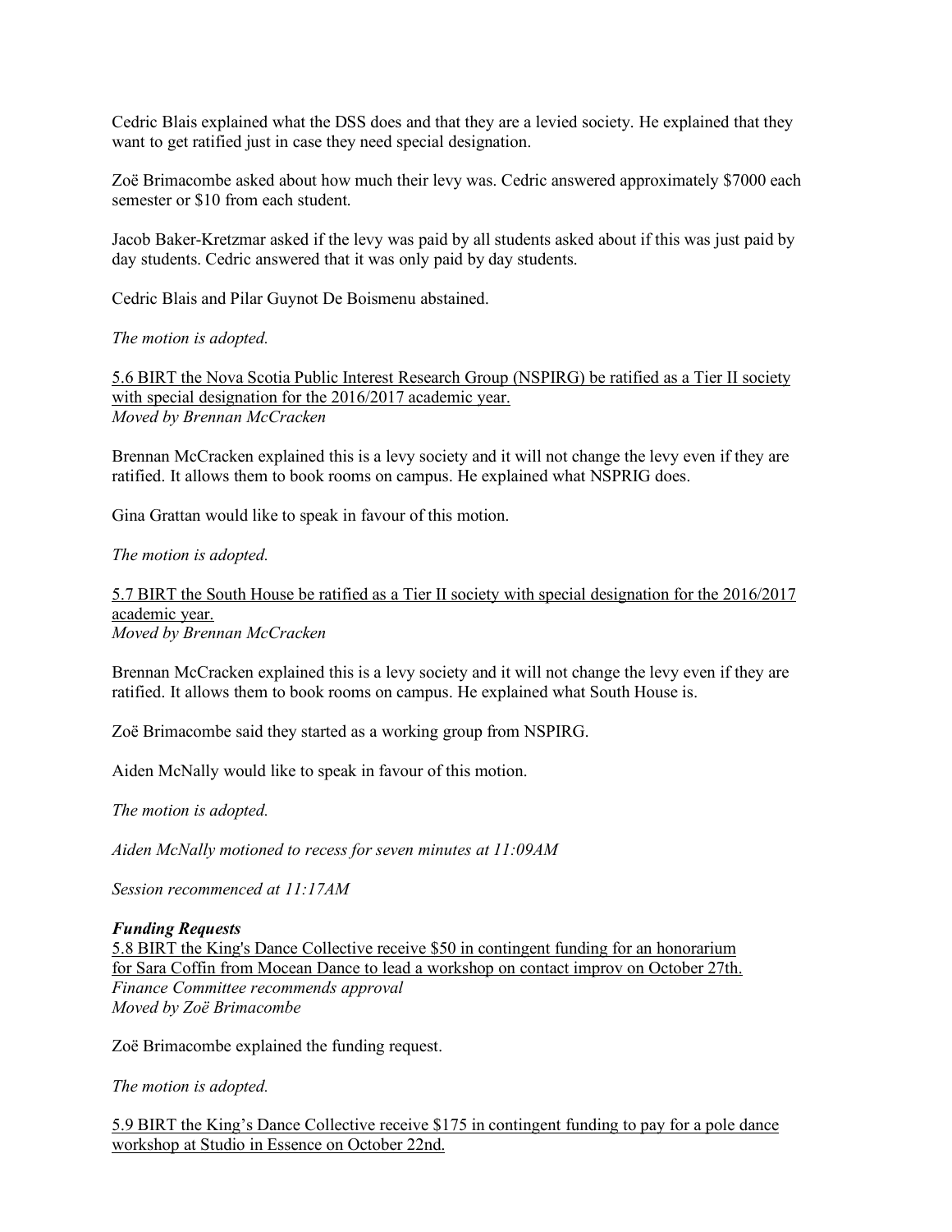Cedric Blais explained what the DSS does and that they are a levied society. He explained that they want to get ratified just in case they need special designation.

Zoë Brimacombe asked about how much their levy was. Cedric answered approximately $7000 each semester or $10 from each student.

Jacob Baker-Kretzmar asked if the levy was paid by all students asked about if this was just paid by day students. Cedric answered that it was only paid by day students.

Cedric Blais and Pilar Guynot De Boismenu abstained.

*The motion is adopted.*

5.6 BIRT the Nova Scotia Public Interest Research Group (NSPIRG) be ratified as a Tier II society with special designation for the 2016/2017 academic year.
*Moved by Brennan McCracken*

Brennan McCracken explained this is a levy society and it will not change the levy even if they are ratified. It allows them to book rooms on campus. He explained what NSPRIG does.

Gina Grattan would like to speak in favour of this motion.

*The motion is adopted.*

5.7 BIRT the South House be ratified as a Tier II society with special designation for the 2016/2017 academic year.
*Moved by Brennan McCracken*

Brennan McCracken explained this is a levy society and it will not change the levy even if they are ratified. It allows them to book rooms on campus. He explained what South House is.

Zoë Brimacombe said they started as a working group from NSPIRG.

Aiden McNally would like to speak in favour of this motion.

*The motion is adopted.*

*Aiden McNally motioned to recess for seven minutes at 11:09AM*

*Session recommenced at 11:17AM*

***Funding Requests***

5.8 BIRT the King's Dance Collective receive $50 in contingent funding for an honorarium for Sara Coffin from Mocean Dance to lead a workshop on contact improv on October 27th.
*Finance Committee recommends approval*
*Moved by Zoë Brimacombe*

Zoë Brimacombe explained the funding request.

*The motion is adopted.*

5.9 BIRT the King's Dance Collective receive $175 in contingent funding to pay for a pole dance workshop at Studio in Essence on October 22nd.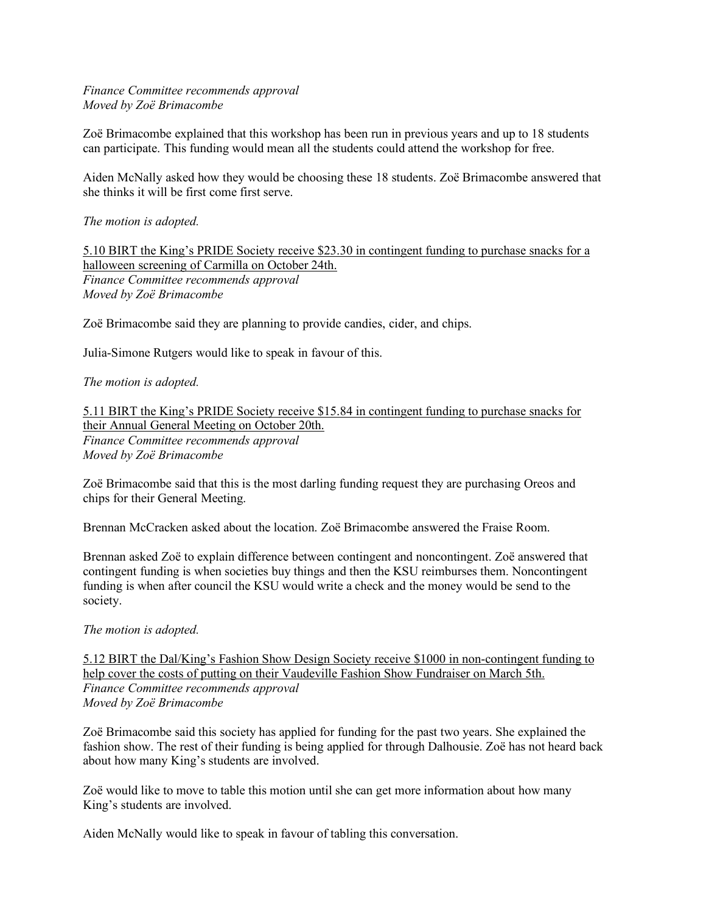*Finance Committee recommends approval*
*Moved by Zoë Brimacombe*

Zoë Brimacombe explained that this workshop has been run in previous years and up to 18 students can participate. This funding would mean all the students could attend the workshop for free.

Aiden McNally asked how they would be choosing these 18 students. Zoë Brimacombe answered that she thinks it will be first come first serve.

*The motion is adopted.*

<u>5.10 BIRT the King's PRIDE Society receive $23.30 in contingent funding to purchase snacks for a halloween screening of Carmilla on October 24th.</u>
*Finance Committee recommends approval*
*Moved by Zoë Brimacombe*

Zoë Brimacombe said they are planning to provide candies, cider, and chips.

Julia-Simone Rutgers would like to speak in favour of this.

*The motion is adopted.*

<u>5.11 BIRT the King's PRIDE Society receive $15.84 in contingent funding to purchase snacks for their Annual General Meeting on October 20th.</u>
*Finance Committee recommends approval*
*Moved by Zoë Brimacombe*

Zoë Brimacombe said that this is the most darling funding request they are purchasing Oreos and chips for their General Meeting.

Brennan McCracken asked about the location. Zoë Brimacombe answered the Fraise Room.

Brennan asked Zoë to explain difference between contingent and noncontingent. Zoë answered that contingent funding is when societies buy things and then the KSU reimburses them. Noncontingent funding is when after council the KSU would write a check and the money would be send to the society.

*The motion is adopted.*

<u>5.12 BIRT the Dal/King's Fashion Show Design Society receive $1000 in non-contingent funding to help cover the costs of putting on their Vaudeville Fashion Show Fundraiser on March 5th.</u>
*Finance Committee recommends approval*
*Moved by Zoë Brimacombe*

Zoë Brimacombe said this society has applied for funding for the past two years. She explained the fashion show. The rest of their funding is being applied for through Dalhousie. Zoë has not heard back about how many King's students are involved.

Zoë would like to move to table this motion until she can get more information about how many King's students are involved.

Aiden McNally would like to speak in favour of tabling this conversation.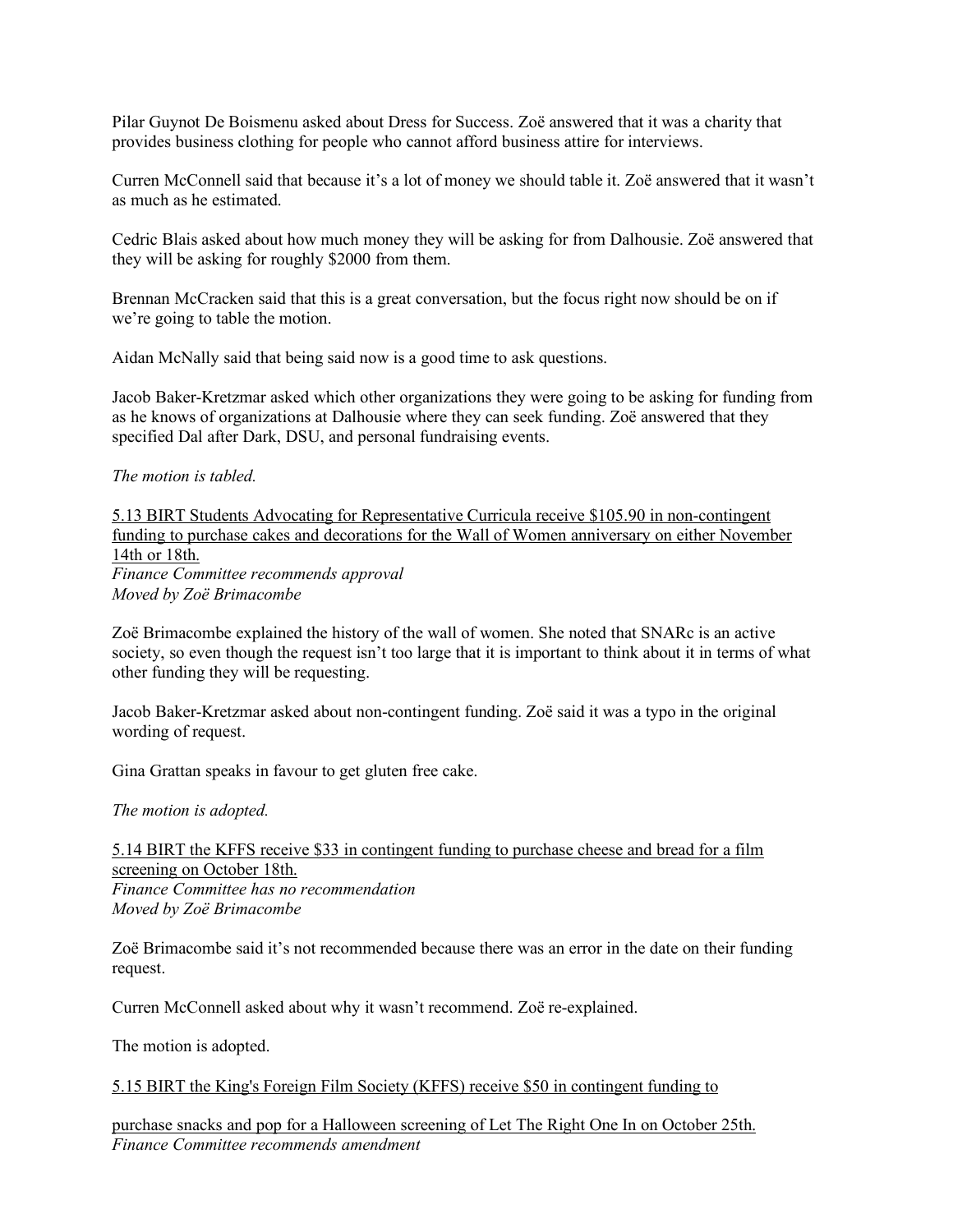Pilar Guynot De Boismenu asked about Dress for Success. Zoë answered that it was a charity that provides business clothing for people who cannot afford business attire for interviews.

Curren McConnell said that because it's a lot of money we should table it. Zoë answered that it wasn't as much as he estimated.

Cedric Blais asked about how much money they will be asking for from Dalhousie. Zoë answered that they will be asking for roughly $2000 from them.

Brennan McCracken said that this is a great conversation, but the focus right now should be on if we're going to table the motion.

Aidan McNally said that being said now is a good time to ask questions.

Jacob Baker-Kretzmar asked which other organizations they were going to be asking for funding from as he knows of organizations at Dalhousie where they can seek funding. Zoë answered that they specified Dal after Dark, DSU, and personal fundraising events.

*The motion is tabled.*

<u>5.13 BIRT Students Advocating for Representative Curricula receive $105.90 in non-contingent funding to purchase cakes and decorations for the Wall of Women anniversary on either November 14th or 18th.</u>
*Finance Committee recommends approval*
*Moved by Zoë Brimacombe*

Zoë Brimacombe explained the history of the wall of women. She noted that SNARc is an active society, so even though the request isn't too large that it is important to think about it in terms of what other funding they will be requesting.

Jacob Baker-Kretzmar asked about non-contingent funding. Zoë said it was a typo in the original wording of request.

Gina Grattan speaks in favour to get gluten free cake.

*The motion is adopted.*

<u>5.14 BIRT the KFFS receive $33 in contingent funding to purchase cheese and bread for a film screening on October 18th.</u>
*Finance Committee has no recommendation*
*Moved by Zoë Brimacombe*

Zoë Brimacombe said it's not recommended because there was an error in the date on their funding request.

Curren McConnell asked about why it wasn't recommend. Zoë re-explained.

The motion is adopted.

<u>5.15 BIRT the King's Foreign Film Society (KFFS) receive $50 in contingent funding to</u>

<u>purchase snacks and pop for a Halloween screening of Let The Right One In on October 25th.</u>
*Finance Committee recommends amendment*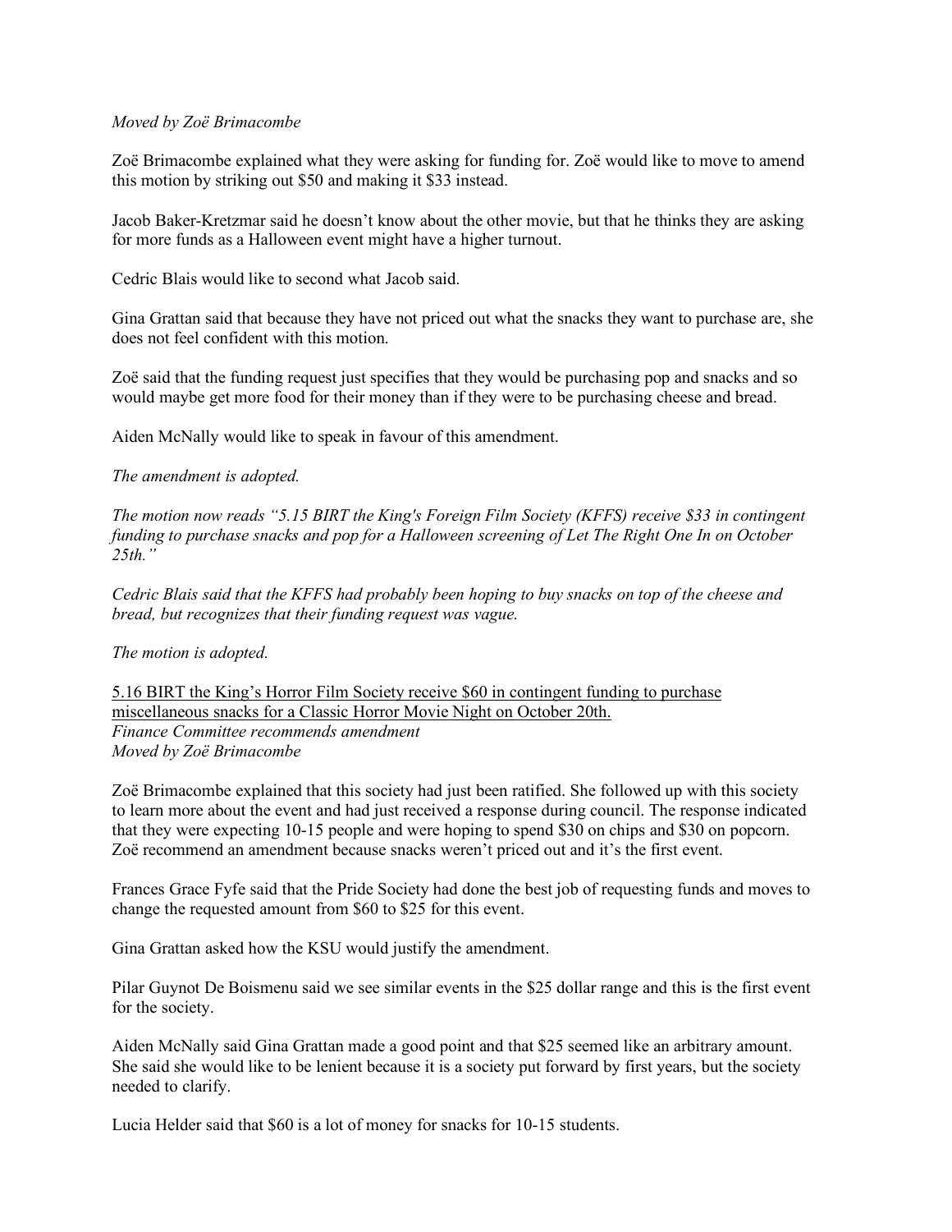*Moved by Zoë Brimacombe*

Zoë Brimacombe explained what they were asking for funding for. Zoë would like to move to amend this motion by striking out $50 and making it $33 instead.

Jacob Baker-Kretzmar said he doesn't know about the other movie, but that he thinks they are asking for more funds as a Halloween event might have a higher turnout.

Cedric Blais would like to second what Jacob said.

Gina Grattan said that because they have not priced out what the snacks they want to purchase are, she does not feel confident with this motion.

Zoë said that the funding request just specifies that they would be purchasing pop and snacks and so would maybe get more food for their money than if they were to be purchasing cheese and bread.

Aiden McNally would like to speak in favour of this amendment.

*The amendment is adopted.*

*The motion now reads "5.15 BIRT the King's Foreign Film Society (KFFS) receive $33 in contingent funding to purchase snacks and pop for a Halloween screening of Let The Right One In on October 25th."*

*Cedric Blais said that the KFFS had probably been hoping to buy snacks on top of the cheese and bread, but recognizes that their funding request was vague.*

*The motion is adopted.*

<u>5.16 BIRT the King's Horror Film Society receive $60 in contingent funding to purchase miscellaneous snacks for a Classic Horror Movie Night on October 20th.</u>
*Finance Committee recommends amendment*
*Moved by Zoë Brimacombe*

Zoë Brimacombe explained that this society had just been ratified. She followed up with this society to learn more about the event and had just received a response during council. The response indicated that they were expecting 10-15 people and were hoping to spend $30 on chips and $30 on popcorn. Zoë recommend an amendment because snacks weren't priced out and it's the first event.

Frances Grace Fyfe said that the Pride Society had done the best job of requesting funds and moves to change the requested amount from $60 to $25 for this event.

Gina Grattan asked how the KSU would justify the amendment.

Pilar Guynot De Boismenu said we see similar events in the $25 dollar range and this is the first event for the society.

Aiden McNally said Gina Grattan made a good point and that $25 seemed like an arbitrary amount. She said she would like to be lenient because it is a society put forward by first years, but the society needed to clarify.

Lucia Helder said that $60 is a lot of money for snacks for 10-15 students.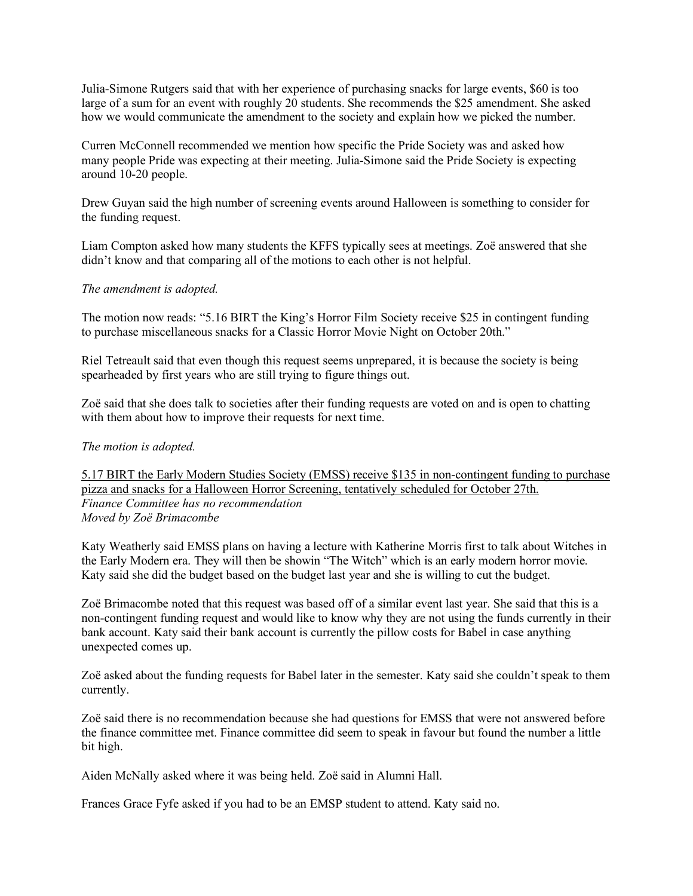Julia-Simone Rutgers said that with her experience of purchasing snacks for large events, $60 is too large of a sum for an event with roughly 20 students. She recommends the $25 amendment. She asked how we would communicate the amendment to the society and explain how we picked the number.

Curren McConnell recommended we mention how specific the Pride Society was and asked how many people Pride was expecting at their meeting. Julia-Simone said the Pride Society is expecting around 10-20 people.

Drew Guyan said the high number of screening events around Halloween is something to consider for the funding request.

Liam Compton asked how many students the KFFS typically sees at meetings. Zoë answered that she didn't know and that comparing all of the motions to each other is not helpful.

*The amendment is adopted.*

The motion now reads: "5.16 BIRT the King's Horror Film Society receive $25 in contingent funding to purchase miscellaneous snacks for a Classic Horror Movie Night on October 20th."

Riel Tetreault said that even though this request seems unprepared, it is because the society is being spearheaded by first years who are still trying to figure things out.

Zoë said that she does talk to societies after their funding requests are voted on and is open to chatting with them about how to improve their requests for next time.

*The motion is adopted.*

5.17 BIRT the Early Modern Studies Society (EMSS) receive $135 in non-contingent funding to purchase pizza and snacks for a Halloween Horror Screening, tentatively scheduled for October 27th.
*Finance Committee has no recommendation*
*Moved by Zoë Brimacombe*

Katy Weatherly said EMSS plans on having a lecture with Katherine Morris first to talk about Witches in the Early Modern era. They will then be showin "The Witch" which is an early modern horror movie. Katy said she did the budget based on the budget last year and she is willing to cut the budget.

Zoë Brimacombe noted that this request was based off of a similar event last year. She said that this is a non-contingent funding request and would like to know why they are not using the funds currently in their bank account. Katy said their bank account is currently the pillow costs for Babel in case anything unexpected comes up.

Zoë asked about the funding requests for Babel later in the semester. Katy said she couldn't speak to them currently.

Zoë said there is no recommendation because she had questions for EMSS that were not answered before the finance committee met. Finance committee did seem to speak in favour but found the number a little bit high.

Aiden McNally asked where it was being held. Zoë said in Alumni Hall.

Frances Grace Fyfe asked if you had to be an EMSP student to attend. Katy said no.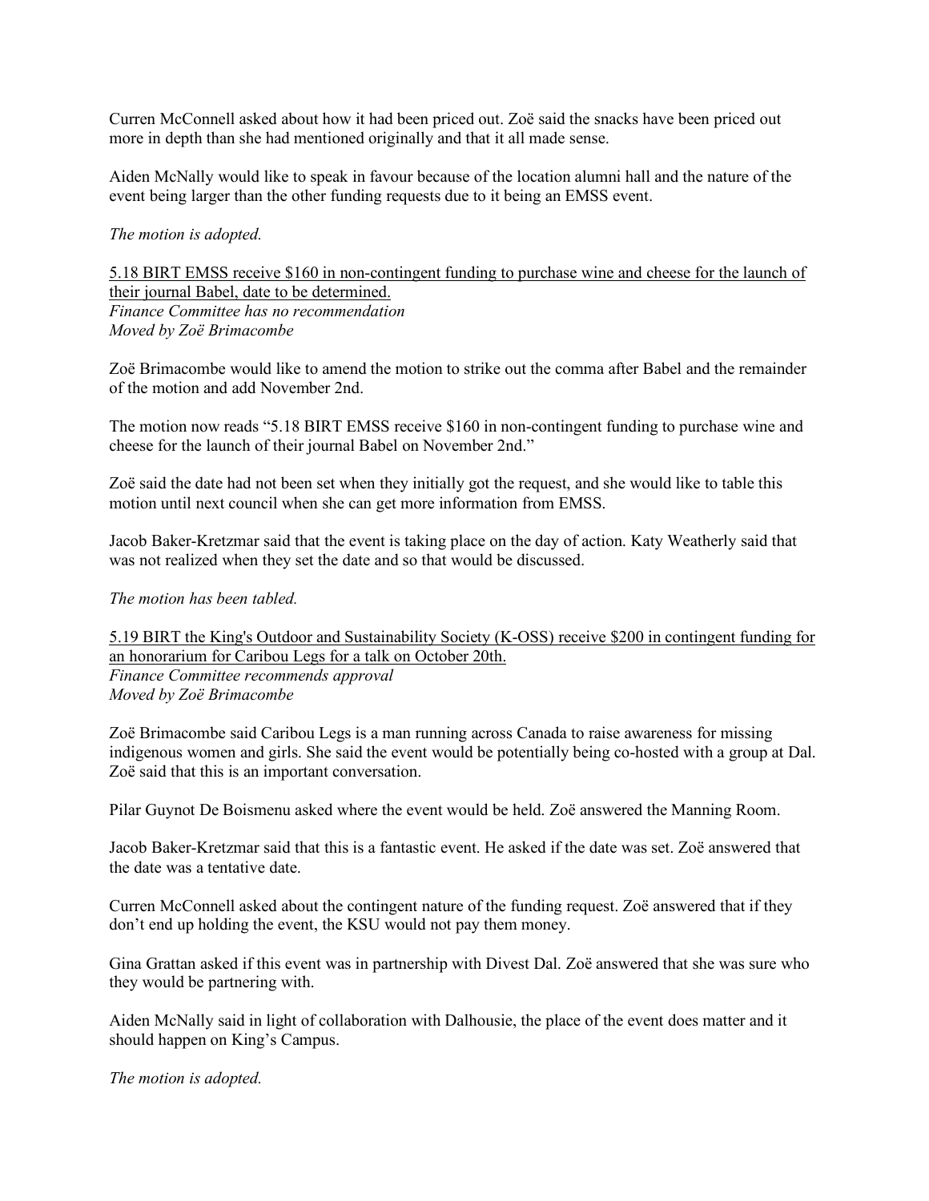Curren McConnell asked about how it had been priced out. Zoë said the snacks have been priced out more in depth than she had mentioned originally and that it all made sense.

Aiden McNally would like to speak in favour because of the location alumni hall and the nature of the event being larger than the other funding requests due to it being an EMSS event.

*The motion is adopted.*

<u>5.18 BIRT EMSS receive $160 in non-contingent funding to purchase wine and cheese for the launch of their journal Babel, date to be determined.</u>  
*Finance Committee has no recommendation*  
*Moved by Zoë Brimacombe*

Zoë Brimacombe would like to amend the motion to strike out the comma after Babel and the remainder of the motion and add November 2nd.

The motion now reads "5.18 BIRT EMSS receive $160 in non-contingent funding to purchase wine and cheese for the launch of their journal Babel on November 2nd."

Zoë said the date had not been set when they initially got the request, and she would like to table this motion until next council when she can get more information from EMSS.

Jacob Baker-Kretzmar said that the event is taking place on the day of action. Katy Weatherly said that was not realized when they set the date and so that would be discussed.

*The motion has been tabled.*

<u>5.19 BIRT the King's Outdoor and Sustainability Society (K-OSS) receive $200 in contingent funding for an honorarium for Caribou Legs for a talk on October 20th.</u>  
*Finance Committee recommends approval*  
*Moved by Zoë Brimacombe*

Zoë Brimacombe said Caribou Legs is a man running across Canada to raise awareness for missing indigenous women and girls. She said the event would be potentially being co-hosted with a group at Dal. Zoë said that this is an important conversation.

Pilar Guynot De Boismenu asked where the event would be held. Zoë answered the Manning Room.

Jacob Baker-Kretzmar said that this is a fantastic event. He asked if the date was set. Zoë answered that the date was a tentative date.

Curren McConnell asked about the contingent nature of the funding request. Zoë answered that if they don't end up holding the event, the KSU would not pay them money.

Gina Grattan asked if this event was in partnership with Divest Dal. Zoë answered that she was sure who they would be partnering with.

Aiden McNally said in light of collaboration with Dalhousie, the place of the event does matter and it should happen on King's Campus.

*The motion is adopted.*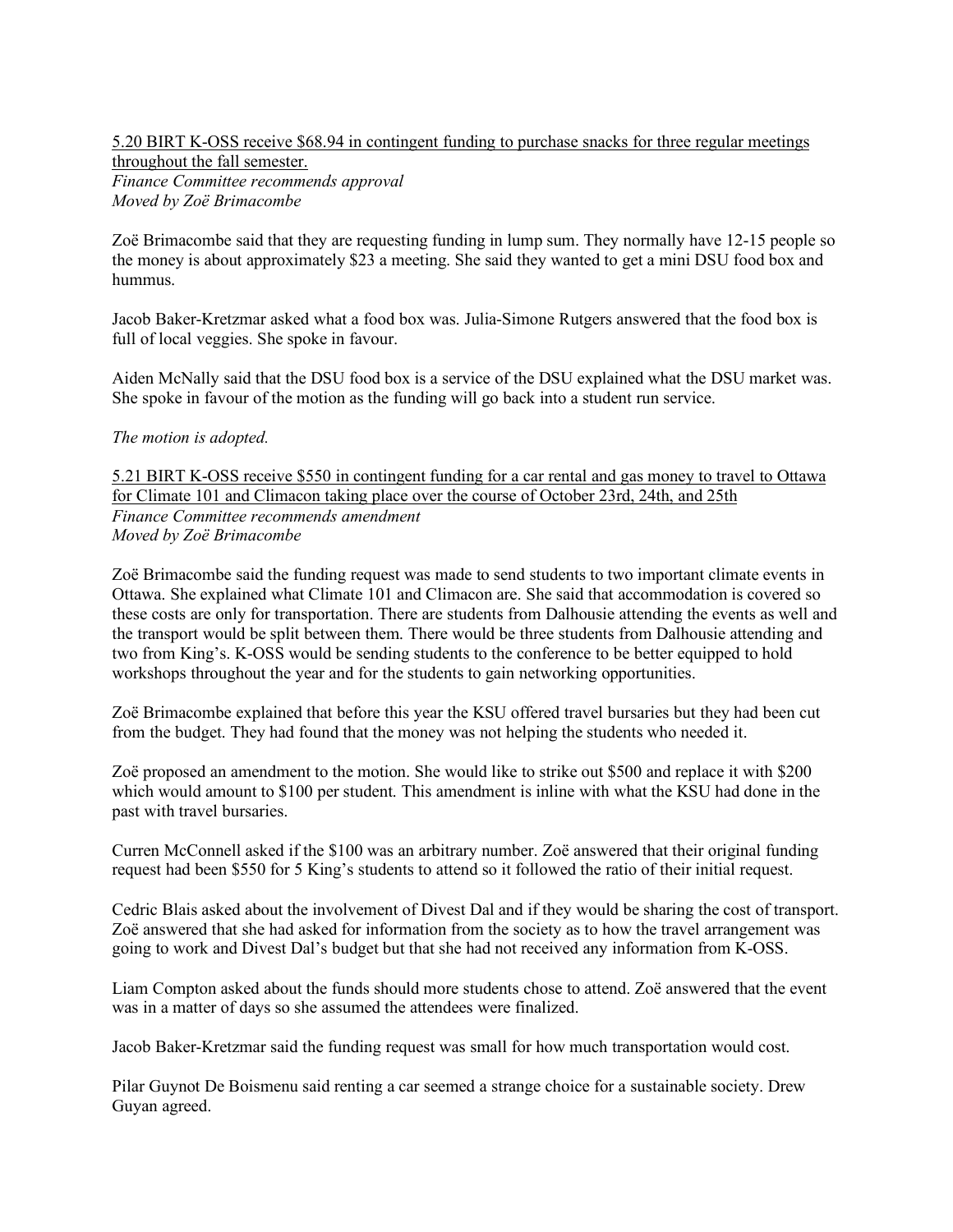<u>5.20 BIRT K-OSS receive $68.94 in contingent funding to purchase snacks for three regular meetings throughout the fall semester.</u>
*Finance Committee recommends approval*
*Moved by Zoë Brimacombe*

Zoë Brimacombe said that they are requesting funding in lump sum. They normally have 12-15 people so the money is about approximately $23 a meeting. She said they wanted to get a mini DSU food box and hummus.

Jacob Baker-Kretzmar asked what a food box was. Julia-Simone Rutgers answered that the food box is full of local veggies. She spoke in favour.

Aiden McNally said that the DSU food box is a service of the DSU explained what the DSU market was. She spoke in favour of the motion as the funding will go back into a student run service.

*The motion is adopted.*

<u>5.21 BIRT K-OSS receive $550 in contingent funding for a car rental and gas money to travel to Ottawa for Climate 101 and Climacon taking place over the course of October 23rd, 24th, and 25th</u>
*Finance Committee recommends amendment*
*Moved by Zoë Brimacombe*

Zoë Brimacombe said the funding request was made to send students to two important climate events in Ottawa. She explained what Climate 101 and Climacon are. She said that accommodation is covered so these costs are only for transportation. There are students from Dalhousie attending the events as well and the transport would be split between them. There would be three students from Dalhousie attending and two from King's. K-OSS would be sending students to the conference to be better equipped to hold workshops throughout the year and for the students to gain networking opportunities.

Zoë Brimacombe explained that before this year the KSU offered travel bursaries but they had been cut from the budget. They had found that the money was not helping the students who needed it.

Zoë proposed an amendment to the motion. She would like to strike out $500 and replace it with $200 which would amount to $100 per student. This amendment is inline with what the KSU had done in the past with travel bursaries.

Curren McConnell asked if the $100 was an arbitrary number. Zoë answered that their original funding request had been $550 for 5 King's students to attend so it followed the ratio of their initial request.

Cedric Blais asked about the involvement of Divest Dal and if they would be sharing the cost of transport. Zoë answered that she had asked for information from the society as to how the travel arrangement was going to work and Divest Dal's budget but that she had not received any information from K-OSS.

Liam Compton asked about the funds should more students chose to attend. Zoë answered that the event was in a matter of days so she assumed the attendees were finalized.

Jacob Baker-Kretzmar said the funding request was small for how much transportation would cost.

Pilar Guynot De Boismenu said renting a car seemed a strange choice for a sustainable society. Drew Guyan agreed.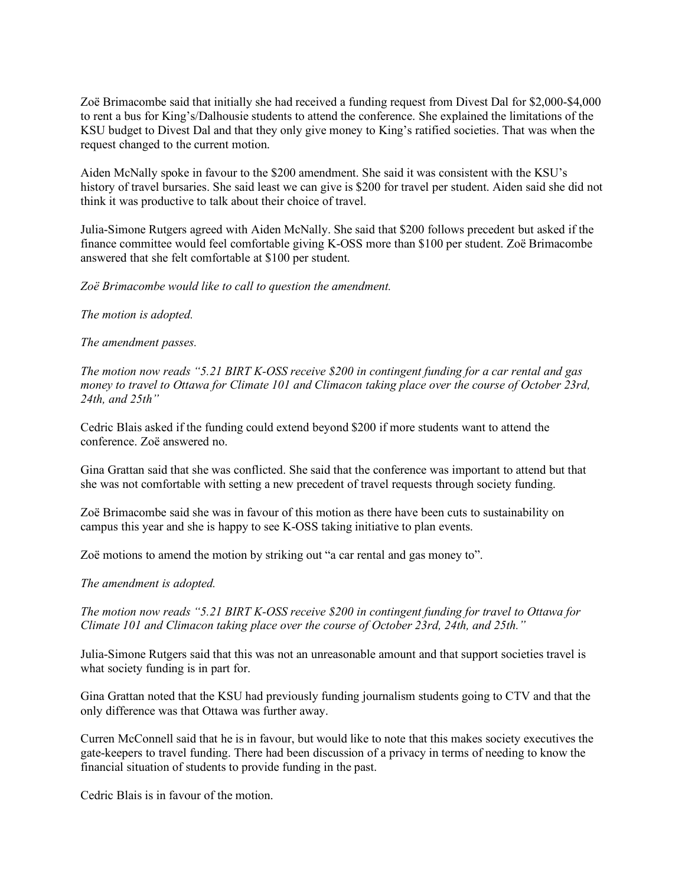Zoë Brimacombe said that initially she had received a funding request from Divest Dal for $2,000-$4,000 to rent a bus for King's/Dalhousie students to attend the conference. She explained the limitations of the KSU budget to Divest Dal and that they only give money to King's ratified societies. That was when the request changed to the current motion.

Aiden McNally spoke in favour to the $200 amendment. She said it was consistent with the KSU's history of travel bursaries. She said least we can give is $200 for travel per student. Aiden said she did not think it was productive to talk about their choice of travel.

Julia-Simone Rutgers agreed with Aiden McNally. She said that $200 follows precedent but asked if the finance committee would feel comfortable giving K-OSS more than $100 per student. Zoë Brimacombe answered that she felt comfortable at $100 per student.

*Zoë Brimacombe would like to call to question the amendment.*

*The motion is adopted.*

*The amendment passes.*

*The motion now reads "5.21 BIRT K-OSS receive $200 in contingent funding for a car rental and gas money to travel to Ottawa for Climate 101 and Climacon taking place over the course of October 23rd, 24th, and 25th"*

Cedric Blais asked if the funding could extend beyond $200 if more students want to attend the conference. Zoë answered no.

Gina Grattan said that she was conflicted. She said that the conference was important to attend but that she was not comfortable with setting a new precedent of travel requests through society funding.

Zoë Brimacombe said she was in favour of this motion as there have been cuts to sustainability on campus this year and she is happy to see K-OSS taking initiative to plan events.

Zoë motions to amend the motion by striking out "a car rental and gas money to".

*The amendment is adopted.*

*The motion now reads "5.21 BIRT K-OSS receive $200 in contingent funding for travel to Ottawa for Climate 101 and Climacon taking place over the course of October 23rd, 24th, and 25th."*

Julia-Simone Rutgers said that this was not an unreasonable amount and that support societies travel is what society funding is in part for.

Gina Grattan noted that the KSU had previously funding journalism students going to CTV and that the only difference was that Ottawa was further away.

Curren McConnell said that he is in favour, but would like to note that this makes society executives the gate-keepers to travel funding. There had been discussion of a privacy in terms of needing to know the financial situation of students to provide funding in the past.

Cedric Blais is in favour of the motion.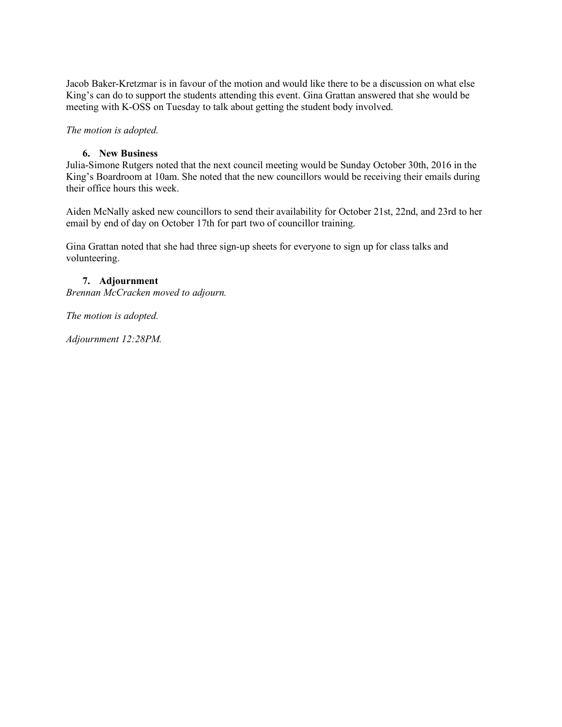Jacob Baker-Kretzmar is in favour of the motion and would like there to be a discussion on what else King's can do to support the students attending this event. Gina Grattan answered that she would be meeting with K-OSS on Tuesday to talk about getting the student body involved.

*The motion is adopted.*

### 6. New Business

Julia-Simone Rutgers noted that the next council meeting would be Sunday October 30th, 2016 in the King's Boardroom at 10am. She noted that the new councillors would be receiving their emails during their office hours this week.

Aiden McNally asked new councillors to send their availability for October 21st, 22nd, and 23rd to her email by end of day on October 17th for part two of councillor training.

Gina Grattan noted that she had three sign-up sheets for everyone to sign up for class talks and volunteering.

### 7. Adjournment

*Brennan McCracken moved to adjourn.*

*The motion is adopted.*

*Adjournment 12:28PM.*